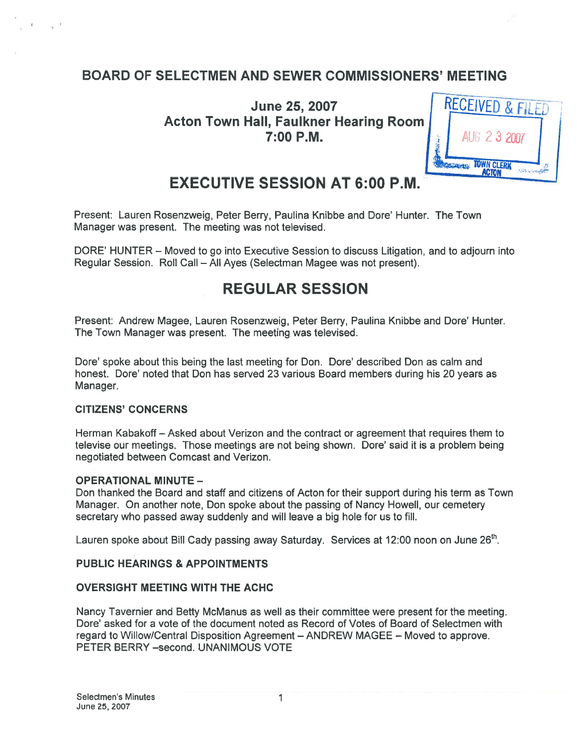# BOARD OF SELECTMEN AND SEWER COMMISSIONERS' MEETING

## June 25, 2007
## Acton Town Hall, Faulkner Hearing Room
## 7:00 P.M.

RECEIVED & FILED
AUG 23 2007
TOWN CLERK ACTON

# EXECUTIVE SESSION AT 6:00 P.M.

Present: Lauren Rosenzweig, Peter Berry, Paulina Knibbe and Dore' Hunter. The Town Manager was present. The meeting was not televised.

DORE' HUNTER – Moved to go into Executive Session to discuss Litigation, and to adjourn into Regular Session. Roll Call – All Ayes (Selectman Magee was not present).

# REGULAR SESSION

Present: Andrew Magee, Lauren Rosenzweig, Peter Berry, Paulina Knibbe and Dore' Hunter. The Town Manager was present. The meeting was televised.

Dore' spoke about this being the last meeting for Don. Dore' described Don as calm and honest. Dore' noted that Don has served 23 various Board members during his 20 years as Manager.

**CITIZENS' CONCERNS**

Herman Kabakoff – Asked about Verizon and the contract or agreement that requires them to televise our meetings. Those meetings are not being shown. Dore' said it is a problem being negotiated between Comcast and Verizon.

**OPERATIONAL MINUTE –**

Don thanked the Board and staff and citizens of Acton for their support during his term as Town Manager. On another note, Don spoke about the passing of Nancy Howell, our cemetery secretary who passed away suddenly and will leave a big hole for us to fill.

Lauren spoke about Bill Cady passing away Saturday. Services at 12:00 noon on June 26th.

**PUBLIC HEARINGS & APPOINTMENTS**

**OVERSIGHT MEETING WITH THE ACHC**

Nancy Tavernier and Betty McManus as well as their committee were present for the meeting. Dore' asked for a vote of the document noted as Record of Votes of Board of Selectmen with regard to Willow/Central Disposition Agreement – ANDREW MAGEE – Moved to approve. PETER BERRY –second. UNANIMOUS VOTE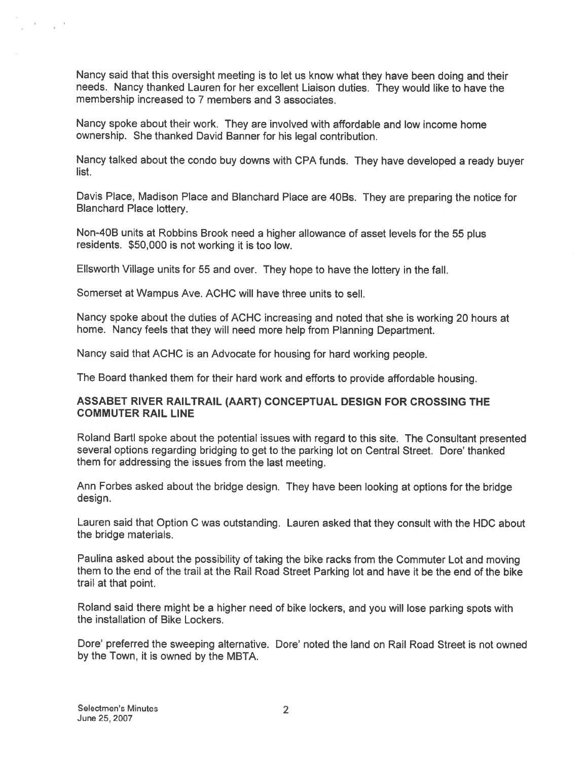Nancy said that this oversight meeting is to let us know what they have been doing and their needs. Nancy thanked Lauren for her excellent Liaison duties. They would like to have the membership increased to 7 members and 3 associates.

Nancy spoke about their work. They are involved with affordable and low income home ownership. She thanked David Banner for his legal contribution.

Nancy talked about the condo buy downs with CPA funds. They have developed a ready buyer list.

Davis Place, Madison Place and Blanchard Place are 40Bs. They are preparing the notice for Blanchard Place lottery.

Non-40B units at Robbins Brook need a higher allowance of asset levels for the 55 plus residents. $50,000 is not working it is too low.

Ellsworth Village units for 55 and over. They hope to have the lottery in the fall.

Somerset at Wampus Ave. ACHC will have three units to sell.

Nancy spoke about the duties of ACHC increasing and noted that she is working 20 hours at home. Nancy feels that they will need more help from Planning Department.

Nancy said that ACHC is an Advocate for housing for hard working people.

The Board thanked them for their hard work and efforts to provide affordable housing.

**ASSABET RIVER RAILTRAIL (AART) CONCEPTUAL DESIGN FOR CROSSING THE COMMUTER RAIL LINE**

Roland Bartl spoke about the potential issues with regard to this site. The Consultant presented several options regarding bridging to get to the parking lot on Central Street. Dore' thanked them for addressing the issues from the last meeting.

Ann Forbes asked about the bridge design. They have been looking at options for the bridge design.

Lauren said that Option C was outstanding. Lauren asked that they consult with the HDC about the bridge materials.

Paulina asked about the possibility of taking the bike racks from the Commuter Lot and moving them to the end of the trail at the Rail Road Street Parking lot and have it be the end of the bike trail at that point.

Roland said there might be a higher need of bike lockers, and you will lose parking spots with the installation of Bike Lockers.

Dore' preferred the sweeping alternative. Dore' noted the land on Rail Road Street is not owned by the Town, it is owned by the MBTA.

Selectmen's Minutes
June 25, 2007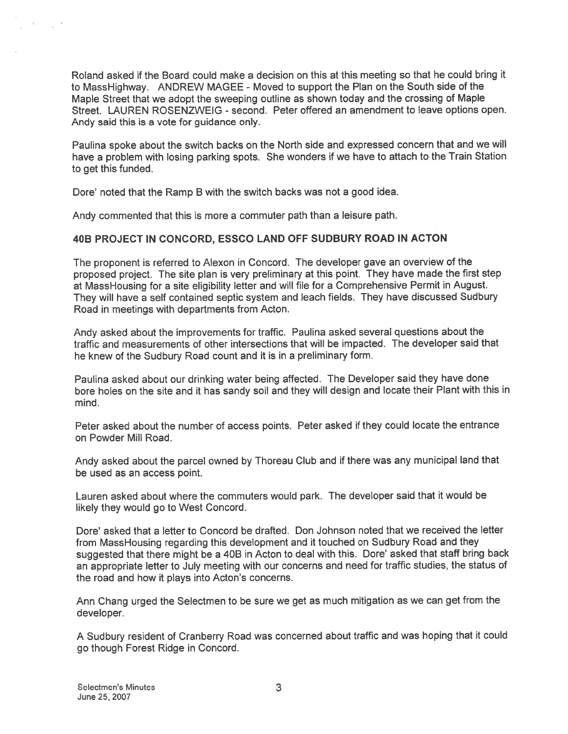Roland asked if the Board could make a decision on this at this meeting so that he could bring it to MassHighway. ANDREW MAGEE - Moved to support the Plan on the South side of the Maple Street that we adopt the sweeping outline as shown today and the crossing of Maple Street. LAUREN ROSENZWEIG - second. Peter offered an amendment to leave options open. Andy said this is a vote for guidance only.

Paulina spoke about the switch backs on the North side and expressed concern that and we will have a problem with losing parking spots. She wonders if we have to attach to the Train Station to get this funded.

Dore' noted that the Ramp B with the switch backs was not a good idea.

Andy commented that this is more a commuter path than a leisure path.

## 40B PROJECT IN CONCORD, ESSCO LAND OFF SUDBURY ROAD IN ACTON

The proponent is referred to Alexon in Concord. The developer gave an overview of the proposed project. The site plan is very preliminary at this point. They have made the first step at MassHousing for a site eligibility letter and will file for a Comprehensive Permit in August. They will have a self contained septic system and leach fields. They have discussed Sudbury Road in meetings with departments from Acton.

Andy asked about the improvements for traffic. Paulina asked several questions about the traffic and measurements of other intersections that will be impacted. The developer said that he knew of the Sudbury Road count and it is in a preliminary form.

Paulina asked about our drinking water being affected. The Developer said they have done bore holes on the site and it has sandy soil and they will design and locate their Plant with this in mind.

Peter asked about the number of access points. Peter asked if they could locate the entrance on Powder Mill Road.

Andy asked about the parcel owned by Thoreau Club and if there was any municipal land that be used as an access point.

Lauren asked about where the commuters would park. The developer said that it would be likely they would go to West Concord.

Dore' asked that a letter to Concord be drafted. Don Johnson noted that we received the letter from MassHousing regarding this development and it touched on Sudbury Road and they suggested that there might be a 40B in Acton to deal with this. Dore' asked that staff bring back an appropriate letter to July meeting with our concerns and need for traffic studies, the status of the road and how it plays into Acton's concerns.

Ann Chang urged the Selectmen to be sure we get as much mitigation as we can get from the developer.

A Sudbury resident of Cranberry Road was concerned about traffic and was hoping that it could go though Forest Ridge in Concord.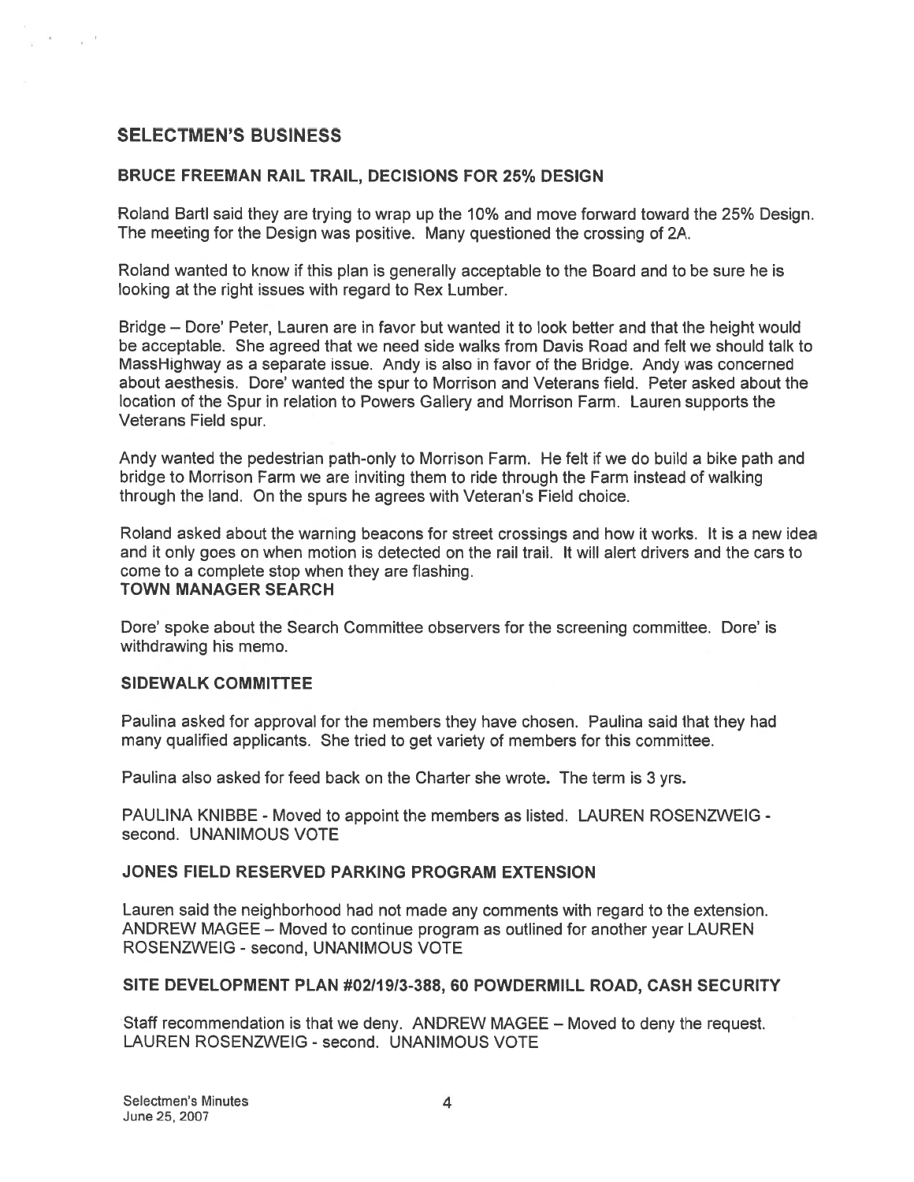## SELECTMEN'S BUSINESS

### BRUCE FREEMAN RAIL TRAIL, DECISIONS FOR 25% DESIGN

Roland Bartl said they are trying to wrap up the 10% and move forward toward the 25% Design. The meeting for the Design was positive. Many questioned the crossing of 2A.

Roland wanted to know if this plan is generally acceptable to the Board and to be sure he is looking at the right issues with regard to Rex Lumber.

Bridge – Dore' Peter, Lauren are in favor but wanted it to look better and that the height would be acceptable. She agreed that we need side walks from Davis Road and felt we should talk to MassHighway as a separate issue. Andy is also in favor of the Bridge. Andy was concerned about aesthesis. Dore' wanted the spur to Morrison and Veterans field. Peter asked about the location of the Spur in relation to Powers Gallery and Morrison Farm. Lauren supports the Veterans Field spur.

Andy wanted the pedestrian path-only to Morrison Farm. He felt if we do build a bike path and bridge to Morrison Farm we are inviting them to ride through the Farm instead of walking through the land. On the spurs he agrees with Veteran's Field choice.

Roland asked about the warning beacons for street crossings and how it works. It is a new idea and it only goes on when motion is detected on the rail trail. It will alert drivers and the cars to come to a complete stop when they are flashing.

### TOWN MANAGER SEARCH

Dore' spoke about the Search Committee observers for the screening committee. Dore' is withdrawing his memo.

### SIDEWALK COMMITTEE

Paulina asked for approval for the members they have chosen. Paulina said that they had many qualified applicants. She tried to get variety of members for this committee.

Paulina also asked for feed back on the Charter she wrote. The term is 3 yrs.

PAULINA KNIBBE - Moved to appoint the members as listed. LAUREN ROSENZWEIG - second. UNANIMOUS VOTE

### JONES FIELD RESERVED PARKING PROGRAM EXTENSION

Lauren said the neighborhood had not made any comments with regard to the extension. ANDREW MAGEE – Moved to continue program as outlined for another year LAUREN ROSENZWEIG - second, UNANIMOUS VOTE

### SITE DEVELOPMENT PLAN #02/19/3-388, 60 POWDERMILL ROAD, CASH SECURITY

Staff recommendation is that we deny. ANDREW MAGEE – Moved to deny the request. LAUREN ROSENZWEIG - second. UNANIMOUS VOTE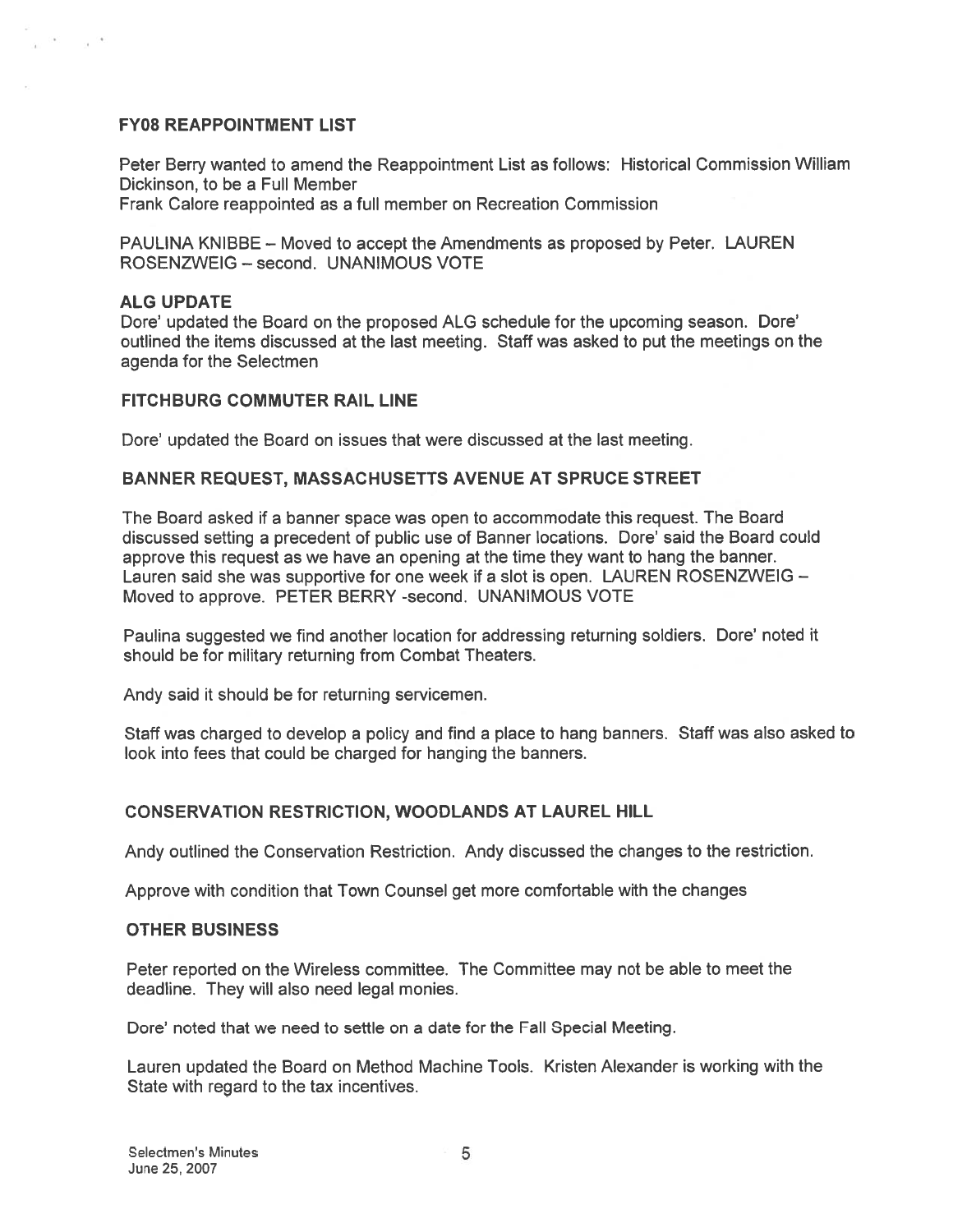### FY08 REAPPOINTMENT LIST

Peter Berry wanted to amend the Reappointment List as follows: Historical Commission William Dickinson, to be a Full Member
Frank Calore reappointed as a full member on Recreation Commission

PAULINA KNIBBE – Moved to accept the Amendments as proposed by Peter. LAUREN ROSENZWEIG – second. UNANIMOUS VOTE

### ALG UPDATE

Dore' updated the Board on the proposed ALG schedule for the upcoming season. Dore' outlined the items discussed at the last meeting. Staff was asked to put the meetings on the agenda for the Selectmen

### FITCHBURG COMMUTER RAIL LINE

Dore' updated the Board on issues that were discussed at the last meeting.

### BANNER REQUEST, MASSACHUSETTS AVENUE AT SPRUCE STREET

The Board asked if a banner space was open to accommodate this request. The Board discussed setting a precedent of public use of Banner locations. Dore' said the Board could approve this request as we have an opening at the time they want to hang the banner. Lauren said she was supportive for one week if a slot is open. LAUREN ROSENZWEIG – Moved to approve. PETER BERRY -second. UNANIMOUS VOTE

Paulina suggested we find another location for addressing returning soldiers. Dore' noted it should be for military returning from Combat Theaters.

Andy said it should be for returning servicemen.

Staff was charged to develop a policy and find a place to hang banners. Staff was also asked to look into fees that could be charged for hanging the banners.

### CONSERVATION RESTRICTION, WOODLANDS AT LAUREL HILL

Andy outlined the Conservation Restriction. Andy discussed the changes to the restriction.

Approve with condition that Town Counsel get more comfortable with the changes

### OTHER BUSINESS

Peter reported on the Wireless committee. The Committee may not be able to meet the deadline. They will also need legal monies.

Dore' noted that we need to settle on a date for the Fall Special Meeting.

Lauren updated the Board on Method Machine Tools. Kristen Alexander is working with the State with regard to the tax incentives.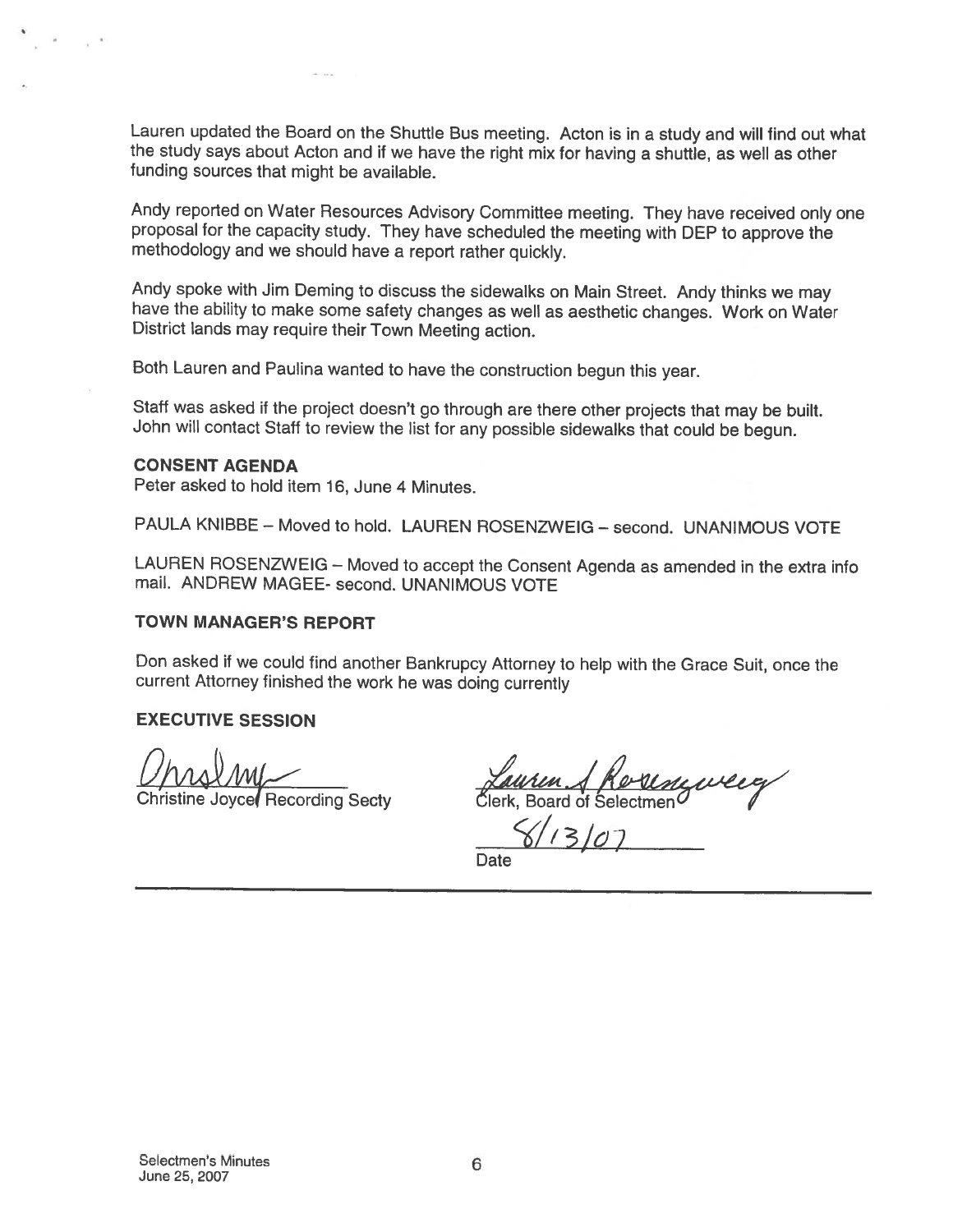Lauren updated the Board on the Shuttle Bus meeting. Acton is in a study and will find out what the study says about Acton and if we have the right mix for having a shuttle, as well as other funding sources that might be available.

Andy reported on Water Resources Advisory Committee meeting. They have received only one proposal for the capacity study. They have scheduled the meeting with DEP to approve the methodology and we should have a report rather quickly.

Andy spoke with Jim Deming to discuss the sidewalks on Main Street. Andy thinks we may have the ability to make some safety changes as well as aesthetic changes. Work on Water District lands may require their Town Meeting action.

Both Lauren and Paulina wanted to have the construction begun this year.

Staff was asked if the project doesn't go through are there other projects that may be built. John will contact Staff to review the list for any possible sidewalks that could be begun.

**CONSENT AGENDA**

Peter asked to hold item 16, June 4 Minutes.

PAULA KNIBBE – Moved to hold. LAUREN ROSENZWEIG – second. UNANIMOUS VOTE

LAUREN ROSENZWEIG – Moved to accept the Consent Agenda as amended in the extra info mail. ANDREW MAGEE- second. UNANIMOUS VOTE

**TOWN MANAGER'S REPORT**

Don asked if we could find another Bankrupcy Attorney to help with the Grace Suit, once the current Attorney finished the work he was doing currently

**EXECUTIVE SESSION**

Christine Joyce Recording Secty

Lauren S Rosenzweig
Clerk, Board of Selectmen

8/13/07
Date

Selectmen's Minutes
June 25, 2007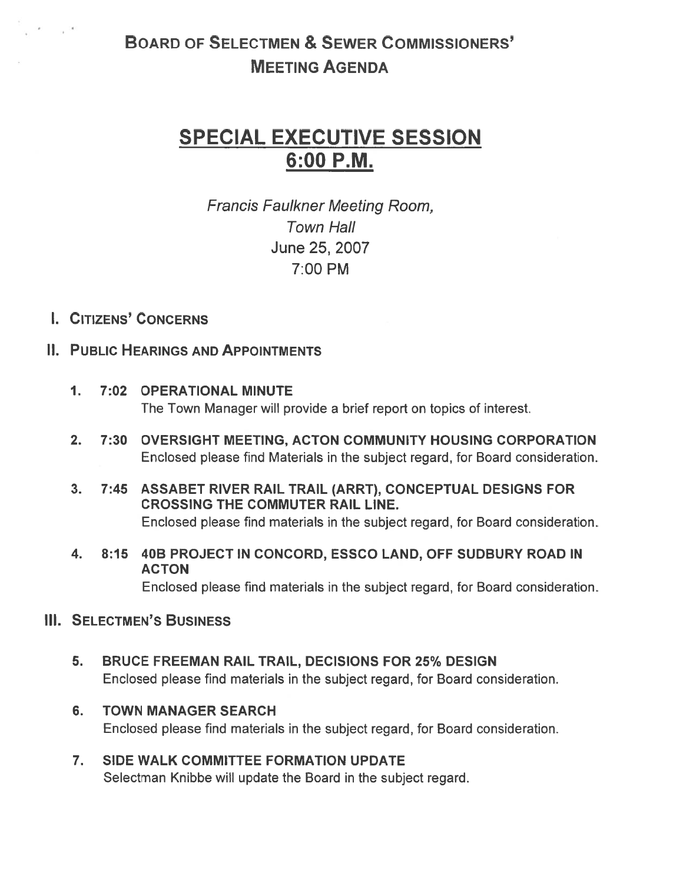# Board of Selectmen & Sewer Commissioners' Meeting Agenda

## SPECIAL EXECUTIVE SESSION 6:00 P.M.

*Francis Faulkner Meeting Room,*
*Town Hall*
June 25, 2007
7:00 PM

## I. Citizens' Concerns

## II. Public Hearings and Appointments

1. **7:02 OPERATIONAL MINUTE**
   The Town Manager will provide a brief report on topics of interest.

2. **7:30 OVERSIGHT MEETING, ACTON COMMUNITY HOUSING CORPORATION**
   Enclosed please find Materials in the subject regard, for Board consideration.

3. **7:45 ASSABET RIVER RAIL TRAIL (ARRT), CONCEPTUAL DESIGNS FOR CROSSING THE COMMUTER RAIL LINE.**
   Enclosed please find materials in the subject regard, for Board consideration.

4. **8:15 40B PROJECT IN CONCORD, ESSCO LAND, OFF SUDBURY ROAD IN ACTON**
   Enclosed please find materials in the subject regard, for Board consideration.

## III. Selectmen's Business

5. **BRUCE FREEMAN RAIL TRAIL, DECISIONS FOR 25% DESIGN**
   Enclosed please find materials in the subject regard, for Board consideration.

6. **TOWN MANAGER SEARCH**
   Enclosed please find materials in the subject regard, for Board consideration.

7. **SIDE WALK COMMITTEE FORMATION UPDATE**
   Selectman Knibbe will update the Board in the subject regard.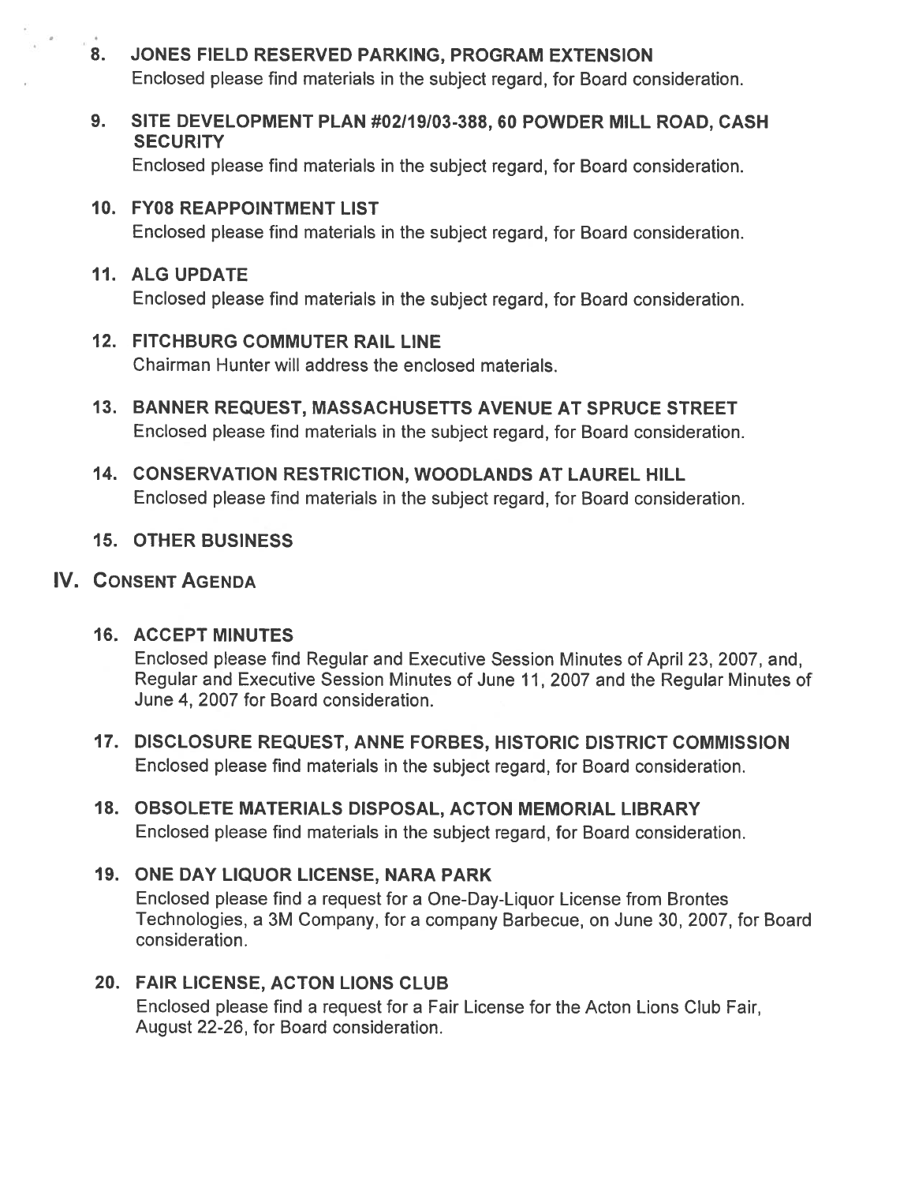8. **JONES FIELD RESERVED PARKING, PROGRAM EXTENSION**
   Enclosed please find materials in the subject regard, for Board consideration.

9. **SITE DEVELOPMENT PLAN #02/19/03-388, 60 POWDER MILL ROAD, CASH SECURITY**
   Enclosed please find materials in the subject regard, for Board consideration.

10. **FY08 REAPPOINTMENT LIST**
    Enclosed please find materials in the subject regard, for Board consideration.

11. **ALG UPDATE**
    Enclosed please find materials in the subject regard, for Board consideration.

12. **FITCHBURG COMMUTER RAIL LINE**
    Chairman Hunter will address the enclosed materials.

13. **BANNER REQUEST, MASSACHUSETTS AVENUE AT SPRUCE STREET**
    Enclosed please find materials in the subject regard, for Board consideration.

14. **CONSERVATION RESTRICTION, WOODLANDS AT LAUREL HILL**
    Enclosed please find materials in the subject regard, for Board consideration.

15. **OTHER BUSINESS**

## IV. CONSENT AGENDA

16. **ACCEPT MINUTES**
    Enclosed please find Regular and Executive Session Minutes of April 23, 2007, and, Regular and Executive Session Minutes of June 11, 2007 and the Regular Minutes of June 4, 2007 for Board consideration.

17. **DISCLOSURE REQUEST, ANNE FORBES, HISTORIC DISTRICT COMMISSION**
    Enclosed please find materials in the subject regard, for Board consideration.

18. **OBSOLETE MATERIALS DISPOSAL, ACTON MEMORIAL LIBRARY**
    Enclosed please find materials in the subject regard, for Board consideration.

19. **ONE DAY LIQUOR LICENSE, NARA PARK**
    Enclosed please find a request for a One-Day-Liquor License from Brontes Technologies, a 3M Company, for a company Barbecue, on June 30, 2007, for Board consideration.

20. **FAIR LICENSE, ACTON LIONS CLUB**
    Enclosed please find a request for a Fair License for the Acton Lions Club Fair, August 22-26, for Board consideration.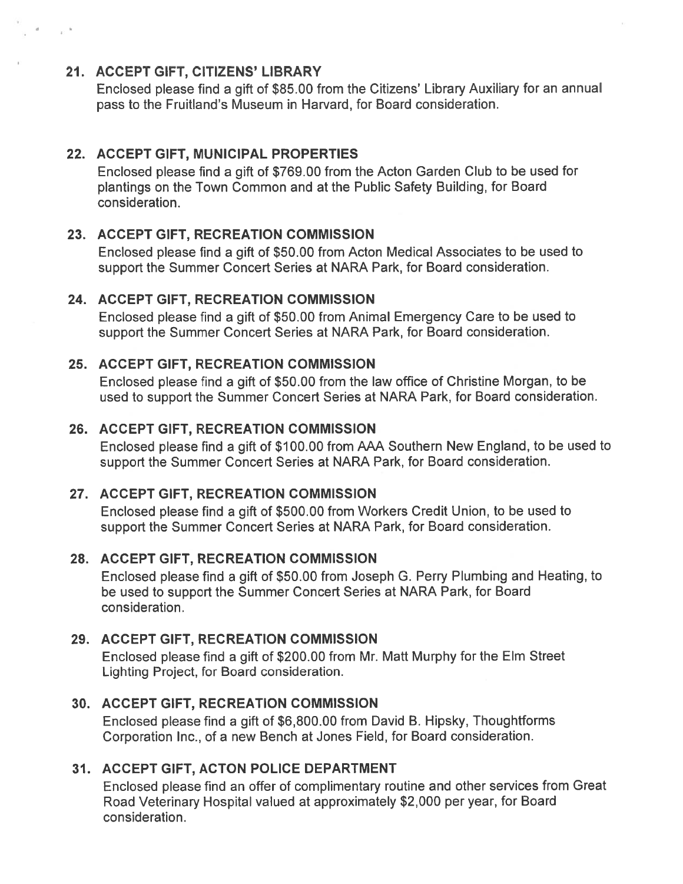21. **ACCEPT GIFT, CITIZENS' LIBRARY**

    Enclosed please find a gift of $85.00 from the Citizens' Library Auxiliary for an annual pass to the Fruitland's Museum in Harvard, for Board consideration.

22. **ACCEPT GIFT, MUNICIPAL PROPERTIES**

    Enclosed please find a gift of $769.00 from the Acton Garden Club to be used for plantings on the Town Common and at the Public Safety Building, for Board consideration.

23. **ACCEPT GIFT, RECREATION COMMISSION**

    Enclosed please find a gift of $50.00 from Acton Medical Associates to be used to support the Summer Concert Series at NARA Park, for Board consideration.

24. **ACCEPT GIFT, RECREATION COMMISSION**

    Enclosed please find a gift of $50.00 from Animal Emergency Care to be used to support the Summer Concert Series at NARA Park, for Board consideration.

25. **ACCEPT GIFT, RECREATION COMMISSION**

    Enclosed please find a gift of $50.00 from the law office of Christine Morgan, to be used to support the Summer Concert Series at NARA Park, for Board consideration.

26. **ACCEPT GIFT, RECREATION COMMISSION**

    Enclosed please find a gift of $100.00 from AAA Southern New England, to be used to support the Summer Concert Series at NARA Park, for Board consideration.

27. **ACCEPT GIFT, RECREATION COMMISSION**

    Enclosed please find a gift of $500.00 from Workers Credit Union, to be used to support the Summer Concert Series at NARA Park, for Board consideration.

28. **ACCEPT GIFT, RECREATION COMMISSION**

    Enclosed please find a gift of $50.00 from Joseph G. Perry Plumbing and Heating, to be used to support the Summer Concert Series at NARA Park, for Board consideration.

29. **ACCEPT GIFT, RECREATION COMMISSION**

    Enclosed please find a gift of $200.00 from Mr. Matt Murphy for the Elm Street Lighting Project, for Board consideration.

30. **ACCEPT GIFT, RECREATION COMMISSION**

    Enclosed please find a gift of $6,800.00 from David B. Hipsky, Thoughtforms Corporation Inc., of a new Bench at Jones Field, for Board consideration.

31. **ACCEPT GIFT, ACTON POLICE DEPARTMENT**

    Enclosed please find an offer of complimentary routine and other services from Great Road Veterinary Hospital valued at approximately $2,000 per year, for Board consideration.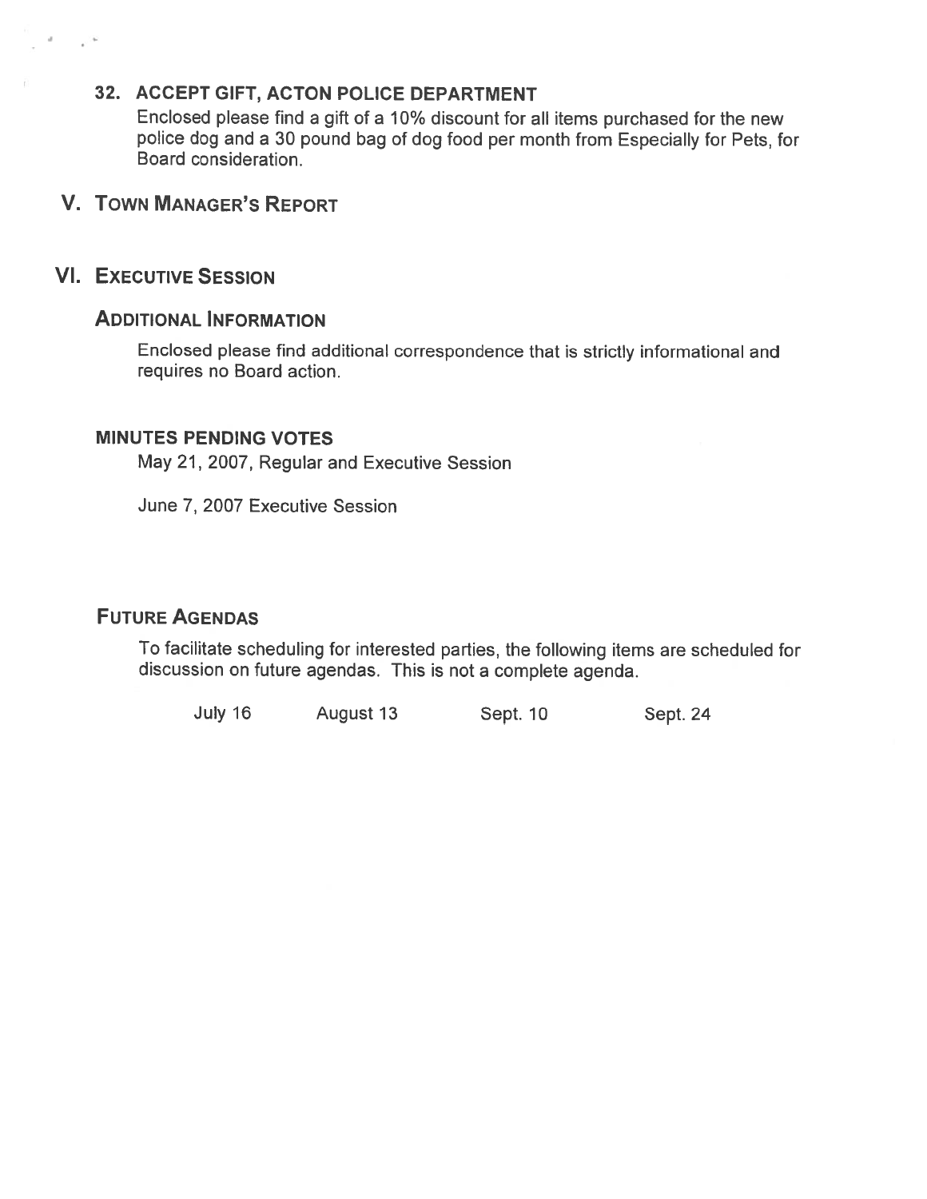### 32. ACCEPT GIFT, ACTON POLICE DEPARTMENT

Enclosed please find a gift of a 10% discount for all items purchased for the new police dog and a 30 pound bag of dog food per month from Especially for Pets, for Board consideration.

## V. TOWN MANAGER'S REPORT

## VI. EXECUTIVE SESSION

### ADDITIONAL INFORMATION

Enclosed please find additional correspondence that is strictly informational and requires no Board action.

### MINUTES PENDING VOTES

May 21, 2007, Regular and Executive Session

June 7, 2007 Executive Session

### FUTURE AGENDAS

To facilitate scheduling for interested parties, the following items are scheduled for discussion on future agendas. This is not a complete agenda.

| July 16 | August 13 | Sept. 10 | Sept. 24 |
|---|---|---|---|